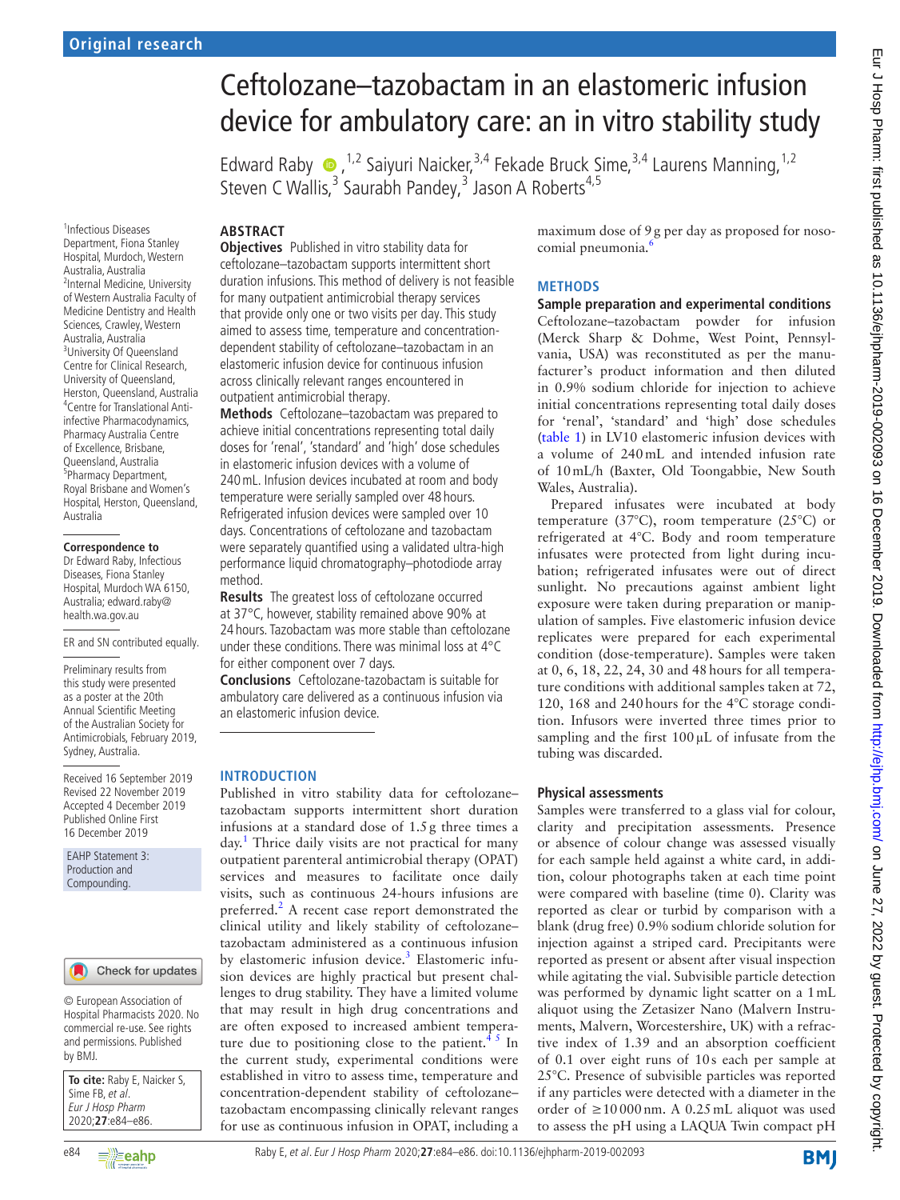Original research

# Ceftolozane–tazobactam in an elastomeric infusion device for ambulatory care: an in vitro stability study

Edward Raby [1,2], Saiyuri Naicker [3,4], Fekade Bruck Sime [3,4], Laurens Manning [1,2], Steven C Wallis [3], Saurabh Pandey [3], Jason A Roberts [4,5]

[1] Infectious Diseases Department, Fiona Stanley Hospital, Murdoch, Western Australia, Australia
[2] Internal Medicine, University of Western Australia Faculty of Medicine Dentistry and Health Sciences, Crawley, Western Australia, Australia
[3] University Of Queensland Centre for Clinical Research, University of Queensland, Herston, Queensland, Australia
[4] Centre for Translational Anti-infective Pharmacodynamics, Pharmacy Australia Centre of Excellence, Brisbane, Queensland, Australia
[5] Pharmacy Department, Royal Brisbane and Women's Hospital, Herston, Queensland, Australia

**Correspondence to**
Dr Edward Raby, Infectious Diseases, Fiona Stanley Hospital, Murdoch WA 6150, Australia; edward.raby@health.wa.gov.au

ER and SN contributed equally.

Preliminary results from this study were presented as a poster at the 20th Annual Scientific Meeting of the Australian Society for Antimicrobials, February 2019, Sydney, Australia.

Received 16 September 2019
Revised 22 November 2019
Accepted 4 December 2019
Published Online First 16 December 2019

EAHP Statement 3: Production and Compounding.

© European Association of Hospital Pharmacists 2020. No commercial re-use. See rights and permissions. Published by BMJ.

**To cite:** Raby E, Naicker S, Sime FB, *et al*. *Eur J Hosp Pharm* 2020;**27**:e84–e86.

## ABSTRACT

**Objectives** Published in vitro stability data for ceftolozane–tazobactam supports intermittent short duration infusions. This method of delivery is not feasible for many outpatient antimicrobial therapy services that provide only one or two visits per day. This study aimed to assess time, temperature and concentration-dependent stability of ceftolozane–tazobactam in an elastomeric infusion device for continuous infusion across clinically relevant ranges encountered in outpatient antimicrobial therapy.

**Methods** Ceftolozane–tazobactam was prepared to achieve initial concentrations representing total daily doses for 'renal', 'standard' and 'high' dose schedules in elastomeric infusion devices with a volume of 240 mL. Infusion devices incubated at room and body temperature were serially sampled over 48 hours. Refrigerated infusion devices were sampled over 10 days. Concentrations of ceftolozane and tazobactam were separately quantified using a validated ultra-high performance liquid chromatography–photodiode array method.

**Results** The greatest loss of ceftolozane occurred at 37°C, however, stability remained above 90% at 24 hours. Tazobactam was more stable than ceftolozane under these conditions. There was minimal loss at 4°C for either component over 7 days.

**Conclusions** Ceftolozane-tazobactam is suitable for ambulatory care delivered as a continuous infusion via an elastomeric infusion device.

## INTRODUCTION

Published in vitro stability data for ceftolozane–tazobactam supports intermittent short duration infusions at a standard dose of 1.5 g three times a day.[1] Thrice daily visits are not practical for many outpatient parenteral antimicrobial therapy (OPAT) services and measures to facilitate once daily visits, such as continuous 24-hours infusions are preferred.[2] A recent case report demonstrated the clinical utility and likely stability of ceftolozane–tazobactam administered as a continuous infusion by elastomeric infusion device.[3] Elastomeric infusion devices are highly practical but present challenges to drug stability. They have a limited volume that may result in high drug concentrations and are often exposed to increased ambient temperature due to positioning close to the patient.[4 5] In the current study, experimental conditions were established in vitro to assess time, temperature and concentration-dependent stability of ceftolozane–tazobactam encompassing clinically relevant ranges for use as continuous infusion in OPAT, including a maximum dose of 9 g per day as proposed for nosocomial pneumonia.[6]

## METHODS

### Sample preparation and experimental conditions

Ceftolozane–tazobactam powder for infusion (Merck Sharp & Dohme, West Point, Pennsylvania, USA) was reconstituted as per the manufacturer's product information and then diluted in 0.9% sodium chloride for injection to achieve initial concentrations representing total daily doses for 'renal', 'standard' and 'high' dose schedules (table 1) in LV10 elastomeric infusion devices with a volume of 240 mL and intended infusion rate of 10 mL/h (Baxter, Old Toongabbie, New South Wales, Australia).

Prepared infusates were incubated at body temperature (37°C), room temperature (25°C) or refrigerated at 4°C. Body and room temperature infusates were protected from light during incubation; refrigerated infusates were out of direct sunlight. No precautions against ambient light exposure were taken during preparation or manipulation of samples. Five elastomeric infusion device replicates were prepared for each experimental condition (dose-temperature). Samples were taken at 0, 6, 18, 22, 24, 30 and 48 hours for all temperature conditions with additional samples taken at 72, 120, 168 and 240 hours for the 4°C storage condition. Infusors were inverted three times prior to sampling and the first 100 µL of infusate from the tubing was discarded.

### Physical assessments

Samples were transferred to a glass vial for colour, clarity and precipitation assessments. Presence or absence of colour change was assessed visually for each sample held against a white card, in addition, colour photographs taken at each time point were compared with baseline (time 0). Clarity was reported as clear or turbid by comparison with a blank (drug free) 0.9% sodium chloride solution for injection against a striped card. Precipitants were reported as present or absent after visual inspection while agitating the vial. Subvisible particle detection was performed by dynamic light scatter on a 1 mL aliquot using the Zetasizer Nano (Malvern Instruments, Malvern, Worcestershire, UK) with a refractive index of 1.39 and an absorption coefficient of 0.1 over eight runs of 10 s each per sample at 25°C. Presence of subvisible particles was reported if any particles were detected with a diameter in the order of ≥10 000 nm. A 0.25 mL aliquot was used to assess the pH using a LAQUA Twin compact pH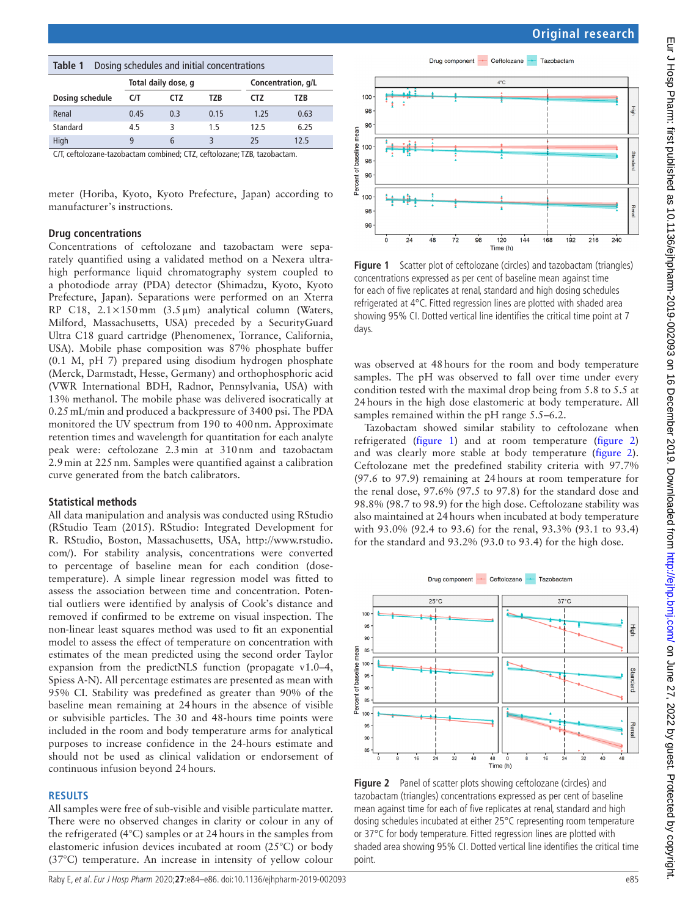**Table 1** Dosing schedules and initial concentrations

| Dosing schedule | Total daily dose, g | | | Concentration, g/L | |
|---|---|---|---|---|---|
| | C/T | CTZ | TZB | CTZ | TZB |
| Renal | 0.45 | 0.3 | 0.15 | 1.25 | 0.63 |
| Standard | 4.5 | 3 | 1.5 | 12.5 | 6.25 |
| High | 9 | 6 | 3 | 25 | 12.5 |

C/T, ceftolozane-tazobactam combined; CTZ, ceftolozane; TZB, tazobactam.

meter (Horiba, Kyoto, Kyoto Prefecture, Japan) according to manufacturer's instructions.

### Drug concentrations

Concentrations of ceftolozane and tazobactam were separately quantified using a validated method on a Nexera ultra-high performance liquid chromatography system coupled to a photodiode array (PDA) detector (Shimadzu, Kyoto, Kyoto Prefecture, Japan). Separations were performed on an Xterra RP C18, 2.1×150 mm (3.5 µm) analytical column (Waters, Milford, Massachusetts, USA) preceded by a SecurityGuard Ultra C18 guard cartridge (Phenomenex, Torrance, California, USA). Mobile phase composition was 87% phosphate buffer (0.1 M, pH 7) prepared using disodium hydrogen phosphate (Merck, Darmstadt, Hesse, Germany) and orthophosphoric acid (VWR International BDH, Radnor, Pennsylvania, USA) with 13% methanol. The mobile phase was delivered isocratically at 0.25 mL/min and produced a backpressure of 3400 psi. The PDA monitored the UV spectrum from 190 to 400 nm. Approximate retention times and wavelength for quantitation for each analyte peak were: ceftolozane 2.3 min at 310 nm and tazobactam 2.9 min at 225 nm. Samples were quantified against a calibration curve generated from the batch calibrators.

### Statistical methods

All data manipulation and analysis was conducted using RStudio (RStudio Team (2015). RStudio: Integrated Development for R. RStudio, Boston, Massachusetts, USA, http://www.rstudio.com/). For stability analysis, concentrations were converted to percentage of baseline mean for each condition (dose-temperature). A simple linear regression model was fitted to assess the association between time and concentration. Potential outliers were identified by analysis of Cook's distance and removed if confirmed to be extreme on visual inspection. The non-linear least squares method was used to fit an exponential model to assess the effect of temperature on concentration with estimates of the mean predicted using the second order Taylor expansion from the predictNLS function (propagate v1.0–4, Spiess A-N). All percentage estimates are presented as mean with 95% CI. Stability was predefined as greater than 90% of the baseline mean remaining at 24 hours in the absence of visible or subvisible particles. The 30 and 48-hours time points were included in the room and body temperature arms for analytical purposes to increase confidence in the 24-hours estimate and should not be used as clinical validation or endorsement of continuous infusion beyond 24 hours.

## RESULTS

All samples were free of sub-visible and visible particulate matter. There were no observed changes in clarity or colour in any of the refrigerated (4°C) samples or at 24 hours in the samples from elastomeric infusion devices incubated at room (25°C) or body (37°C) temperature. An increase in intensity of yellow colour was observed at 48 hours for the room and body temperature samples. The pH was observed to fall over time under every condition tested with the maximal drop being from 5.8 to 5.5 at 24 hours in the high dose elastomeric at body temperature. All samples remained within the pH range 5.5–6.2.

Tazobactam showed similar stability to ceftolozane when refrigerated (figure 1) and at room temperature (figure 2) and was clearly more stable at body temperature (figure 2). Ceftolozane met the predefined stability criteria with 97.7% (97.6 to 97.9) remaining at 24 hours at room temperature for the renal dose, 97.6% (97.5 to 97.8) for the standard dose and 98.8% (98.7 to 98.9) for the high dose. Ceftolozane stability was also maintained at 24 hours when incubated at body temperature with 93.0% (92.4 to 93.6) for the renal, 93.3% (93.1 to 93.4) for the standard and 93.2% (93.0 to 93.4) for the high dose.

**Figure 1** Scatter plot of ceftolozane (circles) and tazobactam (triangles) concentrations expressed as per cent of baseline mean against time for each of five replicates at renal, standard and high dosing schedules refrigerated at 4°C. Fitted regression lines are plotted with shaded area showing 95% CI. Dotted vertical line identifies the critical time point at 7 days.

**Figure 2** Panel of scatter plots showing ceftolozane (circles) and tazobactam (triangles) concentrations expressed as per cent of baseline mean against time for each of five replicates at renal, standard and high dosing schedules incubated at either 25°C representing room temperature or 37°C for body temperature. Fitted regression lines are plotted with shaded area showing 95% CI. Dotted vertical line identifies the critical time point.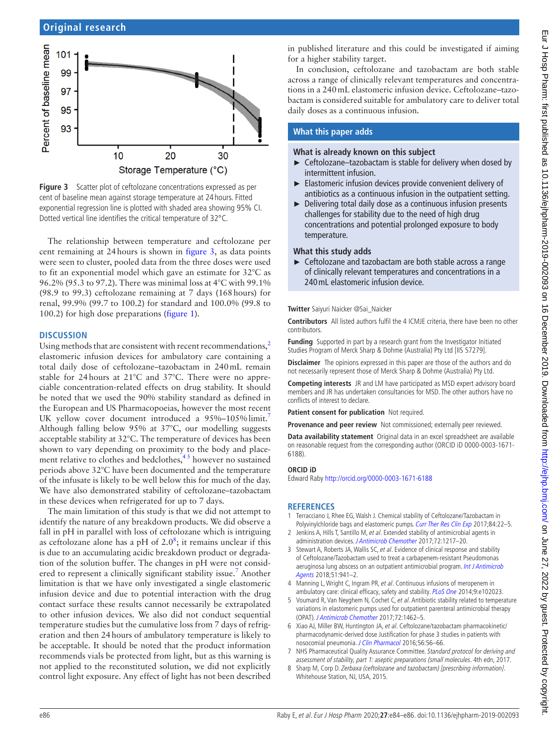Percent of baseline mean

101
99
97
95
93

10
20
30

Storage Temperature (°C)

**Figure 3** Scatter plot of ceftolozane concentrations expressed as per cent of baseline mean against storage temperature at 24 hours. Fitted exponential regression line is plotted with shaded area showing 95% CI. Dotted vertical line identifies the critical temperature of 32°C.

The relationship between temperature and ceftolozane per cent remaining at 24 hours is shown in figure 3, as data points were seen to cluster, pooled data from the three doses were used to fit an exponential model which gave an estimate for 32°C as 96.2% (95.3 to 97.2). There was minimal loss at 4°C with 99.1% (98.9 to 99.3) ceftolozane remaining at 7 days (168 hours) for renal, 99.9% (99.7 to 100.2) for standard and 100.0% (99.8 to 100.2) for high dose preparations (figure 1).

## DISCUSSION

Using methods that are consistent with recent recommendations,[2] elastomeric infusion devices for ambulatory care containing a total daily dose of ceftolozane–tazobactam in 240 mL remain stable for 24 hours at 21°C and 37°C. There were no appreciable concentration-related effects on drug stability. It should be noted that we used the 90% stability standard as defined in the European and US Pharmacopoeias, however the most recent UK yellow cover document introduced a 95%–105% limit.[7] Although falling below 95% at 37°C, our modelling suggests acceptable stability at 32°C. The temperature of devices has been shown to vary depending on proximity to the body and placement relative to clothes and bedclothes,[4 5] however no sustained periods above 32°C have been documented and the temperature of the infusate is likely to be well below this for much of the day. We have also demonstrated stability of ceftolozane–tazobactam in these devices when refrigerated for up to 7 days.

The main limitation of this study is that we did not attempt to identify the nature of any breakdown products. We did observe a fall in pH in parallel with loss of ceftolozane which is intriguing as ceftolozane alone has a pH of 2.0[8]; it remains unclear if this is due to an accumulating acidic breakdown product or degradation of the solution buffer. The changes in pH were not considered to represent a clinically significant stability issue.[7] Another limitation is that we have only investigated a single elastomeric infusion device and due to potential interaction with the drug contact surface these results cannot necessarily be extrapolated to other infusion devices. We also did not conduct sequential temperature studies but the cumulative loss from 7 days of refrigeration and then 24 hours of ambulatory temperature is likely to be acceptable. It should be noted that the product information recommends vials be protected from light, but as this warning is not applied to the reconstituted solution, we did not explicitly control light exposure. Any effect of light has not been described in published literature and this could be investigated if aiming for a higher stability target.

In conclusion, ceftolozane and tazobactam are both stable across a range of clinically relevant temperatures and concentrations in a 240 mL elastomeric infusion device. Ceftolozane–tazobactam is considered suitable for ambulatory care to deliver total daily doses as a continuous infusion.

### What this paper adds

**What is already known on this subject**

- Ceftolozane–tazobactam is stable for delivery when dosed by intermittent infusion.
- Elastomeric infusion devices provide convenient delivery of antibiotics as a continuous infusion in the outpatient setting.
- Delivering total daily dose as a continuous infusion presents challenges for stability due to the need of high drug concentrations and potential prolonged exposure to body temperature.

**What this study adds**

- Ceftolozane and tazobactam are both stable across a range of clinically relevant temperatures and concentrations in a 240 mL elastomeric infusion device.

**Twitter** Saiyuri Naicker @Sai_Naicker

**Contributors** All listed authors fulfil the 4 ICMJE criteria, there have been no other contributors.

**Funding** Supported in part by a research grant from the Investigator Initiated Studies Program of Merck Sharp & Dohme (Australia) Pty Ltd [IIS 57279].

**Disclaimer** The opinions expressed in this paper are those of the authors and do not necessarily represent those of Merck Sharp & Dohme (Australia) Pty Ltd.

**Competing interests** JR and LM have participated as MSD expert advisory board members and JR has undertaken consultancies for MSD. The other authors have no conflicts of interest to declare.

**Patient consent for publication** Not required.

**Provenance and peer review** Not commissioned; externally peer reviewed.

**Data availability statement** Original data in an excel spreadsheet are available on reasonable request from the corresponding author (ORCID iD 0000-0003-1671-6188).

**ORCID iD**

Edward Raby http://orcid.org/0000-0003-1671-6188

## REFERENCES

1. Terracciano J, Rhee EG, Walsh J. Chemical stability of Ceftolozane/Tazobactam in Polyvinylchloride bags and elastomeric pumps. *Curr Ther Res Clin Exp* 2017;84:22–5.
2. Jenkins A, Hills T, Santillo M, *et al*. Extended stability of antimicrobial agents in administration devices. *J Antimicrob Chemother* 2017;72:1217–20.
3. Stewart A, Roberts JA, Wallis SC, *et al*. Evidence of clinical response and stability of Ceftolozane/Tazobactam used to treat a carbapenem-resistant Pseudomonas aeruginosa lung abscess on an outpatient antimicrobial program. *Int J Antimicrob Agents* 2018;51:941–2.
4. Manning L, Wright C, Ingram PR, *et al*. Continuous infusions of meropenem in ambulatory care: clinical efficacy, safety and stability. *PLoS One* 2014;9:e102023.
5. Voumard R, Van Neyghem N, Cochet C, *et al*. Antibiotic stability related to temperature variations in elastomeric pumps used for outpatient parenteral antimicrobial therapy (OPAT). *J Antimicrob Chemother* 2017;72:1462–5.
6. Xiao AJ, Miller BW, Huntington JA, *et al*. Ceftolozane/tazobactam pharmacokinetic/pharmacodynamic-derived dose Justification for phase 3 studies in patients with nosocomial pneumonia. *J Clin Pharmacol* 2016;56:56–66.
7. NHS Pharmaceutical Quality Assurance Committee. *Standard protocol for deriving and assessment of stability, part 1: aseptic preparations (small molecules*. 4th edn, 2017.
8. Sharp M, Corp D. *Zerbaxa (ceftolozane and tazobactam) [prescribing information]*. Whitehouse Station, NJ, USA, 2015.